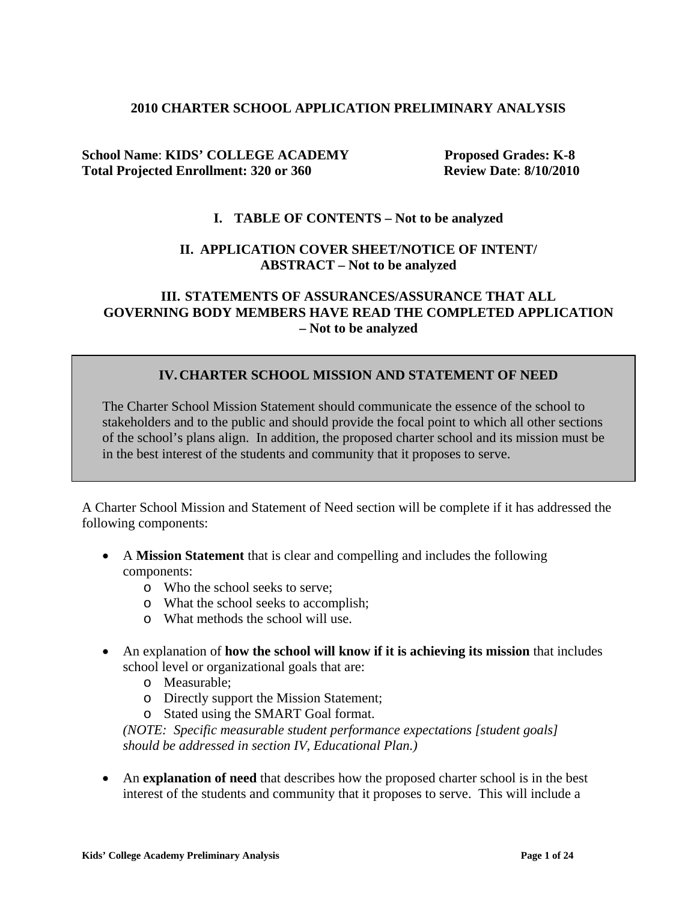# 2010 CHARTER SCHOOL APPLICATION PRELIMINARY ANALYSIS

**School Name**: **KIDS' COLLEGE ACADEMY** **Proposed Grades: K-8**
**Total Projected Enrollment: 320 or 360** **Review Date**: **8/10/2010**

## I. TABLE OF CONTENTS – Not to be analyzed

## II. APPLICATION COVER SHEET/NOTICE OF INTENT/ ABSTRACT – Not to be analyzed

## III. STATEMENTS OF ASSURANCES/ASSURANCE THAT ALL GOVERNING BODY MEMBERS HAVE READ THE COMPLETED APPLICATION – Not to be analyzed

## IV. CHARTER SCHOOL MISSION AND STATEMENT OF NEED

The Charter School Mission Statement should communicate the essence of the school to stakeholders and to the public and should provide the focal point to which all other sections of the school's plans align. In addition, the proposed charter school and its mission must be in the best interest of the students and community that it proposes to serve.

A Charter School Mission and Statement of Need section will be complete if it has addressed the following components:

- A **Mission Statement** that is clear and compelling and includes the following components:
  - Who the school seeks to serve;
  - What the school seeks to accomplish;
  - What methods the school will use.
- An explanation of **how the school will know if it is achieving its mission** that includes school level or organizational goals that are:
  - Measurable;
  - Directly support the Mission Statement;
  - Stated using the SMART Goal format.

  *(NOTE: Specific measurable student performance expectations [student goals] should be addressed in section IV, Educational Plan.)*
- An **explanation of need** that describes how the proposed charter school is in the best interest of the students and community that it proposes to serve. This will include a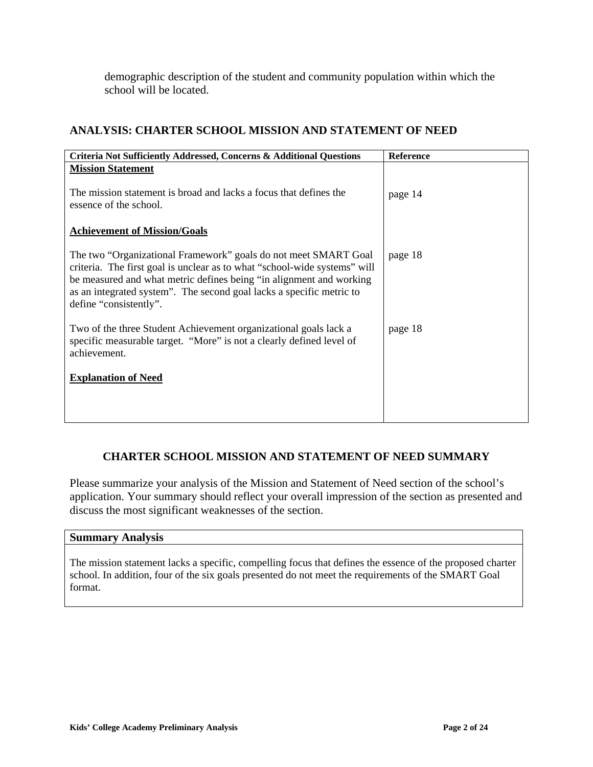demographic description of the student and community population within which the school will be located.

## ANALYSIS: CHARTER SCHOOL MISSION AND STATEMENT OF NEED

| Criteria Not Sufficiently Addressed, Concerns & Additional Questions | Reference |
|---|---|
| **Mission Statement** | |
| The mission statement is broad and lacks a focus that defines the essence of the school. | page 14 |
| **Achievement of Mission/Goals** | |
| The two "Organizational Framework" goals do not meet SMART Goal criteria. The first goal is unclear as to what "school-wide systems" will be measured and what metric defines being "in alignment and working as an integrated system". The second goal lacks a specific metric to define "consistently". | page 18 |
| Two of the three Student Achievement organizational goals lack a specific measurable target. "More" is not a clearly defined level of achievement. | page 18 |
| **Explanation of Need** | |

## CHARTER SCHOOL MISSION AND STATEMENT OF NEED SUMMARY

Please summarize your analysis of the Mission and Statement of Need section of the school's application. Your summary should reflect your overall impression of the section as presented and discuss the most significant weaknesses of the section.

| Summary Analysis |
|---|
| The mission statement lacks a specific, compelling focus that defines the essence of the proposed charter school. In addition, four of the six goals presented do not meet the requirements of the SMART Goal format. |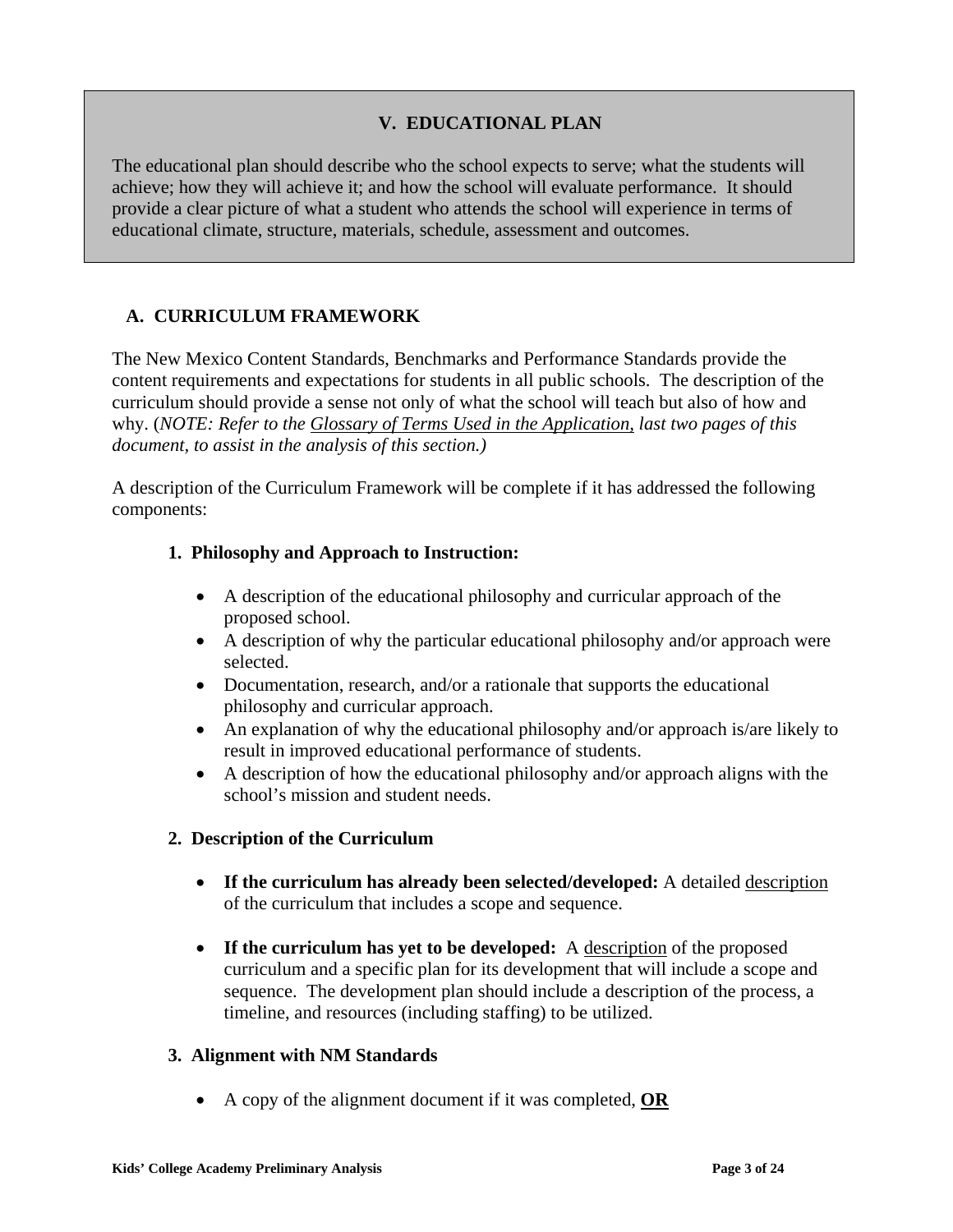## V. EDUCATIONAL PLAN

The educational plan should describe who the school expects to serve; what the students will achieve; how they will achieve it; and how the school will evaluate performance. It should provide a clear picture of what a student who attends the school will experience in terms of educational climate, structure, materials, schedule, assessment and outcomes.

### A. CURRICULUM FRAMEWORK

The New Mexico Content Standards, Benchmarks and Performance Standards provide the content requirements and expectations for students in all public schools. The description of the curriculum should provide a sense not only of what the school will teach but also of how and why. (*NOTE: Refer to the Glossary of Terms Used in the Application, last two pages of this document, to assist in the analysis of this section.)*

A description of the Curriculum Framework will be complete if it has addressed the following components:

**1. Philosophy and Approach to Instruction:**

- A description of the educational philosophy and curricular approach of the proposed school.
- A description of why the particular educational philosophy and/or approach were selected.
- Documentation, research, and/or a rationale that supports the educational philosophy and curricular approach.
- An explanation of why the educational philosophy and/or approach is/are likely to result in improved educational performance of students.
- A description of how the educational philosophy and/or approach aligns with the school's mission and student needs.

**2. Description of the Curriculum**

- **If the curriculum has already been selected/developed:** A detailed description of the curriculum that includes a scope and sequence.
- **If the curriculum has yet to be developed:** A description of the proposed curriculum and a specific plan for its development that will include a scope and sequence. The development plan should include a description of the process, a timeline, and resources (including staffing) to be utilized.

**3. Alignment with NM Standards**

- A copy of the alignment document if it was completed, **OR**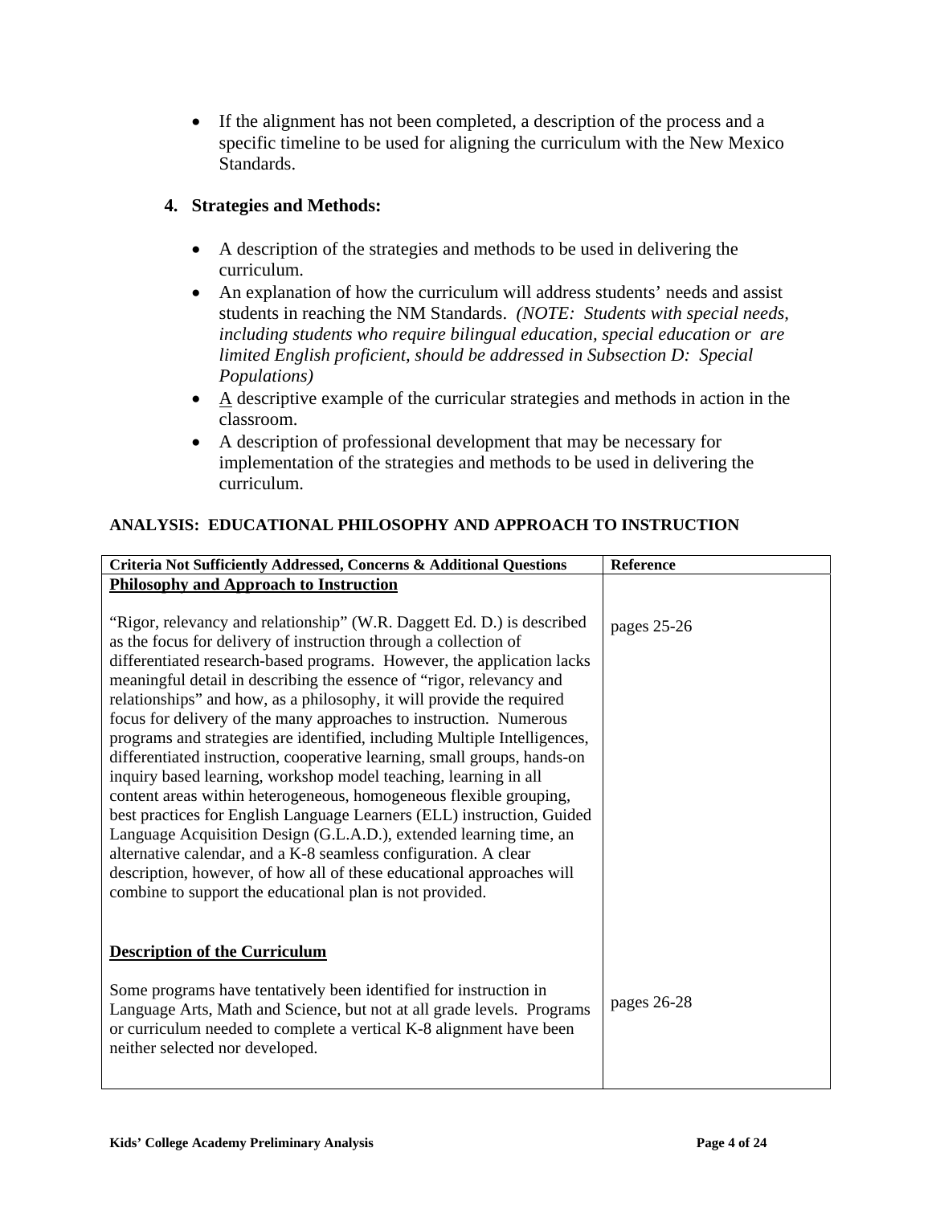- If the alignment has not been completed, a description of the process and a specific timeline to be used for aligning the curriculum with the New Mexico Standards.

**4. Strategies and Methods:**

- A description of the strategies and methods to be used in delivering the curriculum.
- An explanation of how the curriculum will address students' needs and assist students in reaching the NM Standards. *(NOTE: Students with special needs, including students who require bilingual education, special education or are limited English proficient, should be addressed in Subsection D: Special Populations)*
- A descriptive example of the curricular strategies and methods in action in the classroom.
- A description of professional development that may be necessary for implementation of the strategies and methods to be used in delivering the curriculum.

**ANALYSIS: EDUCATIONAL PHILOSOPHY AND APPROACH TO INSTRUCTION**

| Criteria Not Sufficiently Addressed, Concerns & Additional Questions | Reference |
|---|---|
| **Philosophy and Approach to Instruction**<br><br>"Rigor, relevancy and relationship" (W.R. Daggett Ed. D.) is described as the focus for delivery of instruction through a collection of differentiated research-based programs. However, the application lacks meaningful detail in describing the essence of "rigor, relevancy and relationships" and how, as a philosophy, it will provide the required focus for delivery of the many approaches to instruction. Numerous programs and strategies are identified, including Multiple Intelligences, differentiated instruction, cooperative learning, small groups, hands-on inquiry based learning, workshop model teaching, learning in all content areas within heterogeneous, homogeneous flexible grouping, best practices for English Language Learners (ELL) instruction, Guided Language Acquisition Design (G.L.A.D.), extended learning time, an alternative calendar, and a K-8 seamless configuration. A clear description, however, of how all of these educational approaches will combine to support the educational plan is not provided. | pages 25-26 |
| **Description of the Curriculum**<br><br>Some programs have tentatively been identified for instruction in Language Arts, Math and Science, but not at all grade levels. Programs or curriculum needed to complete a vertical K-8 alignment have been neither selected nor developed. | pages 26-28 |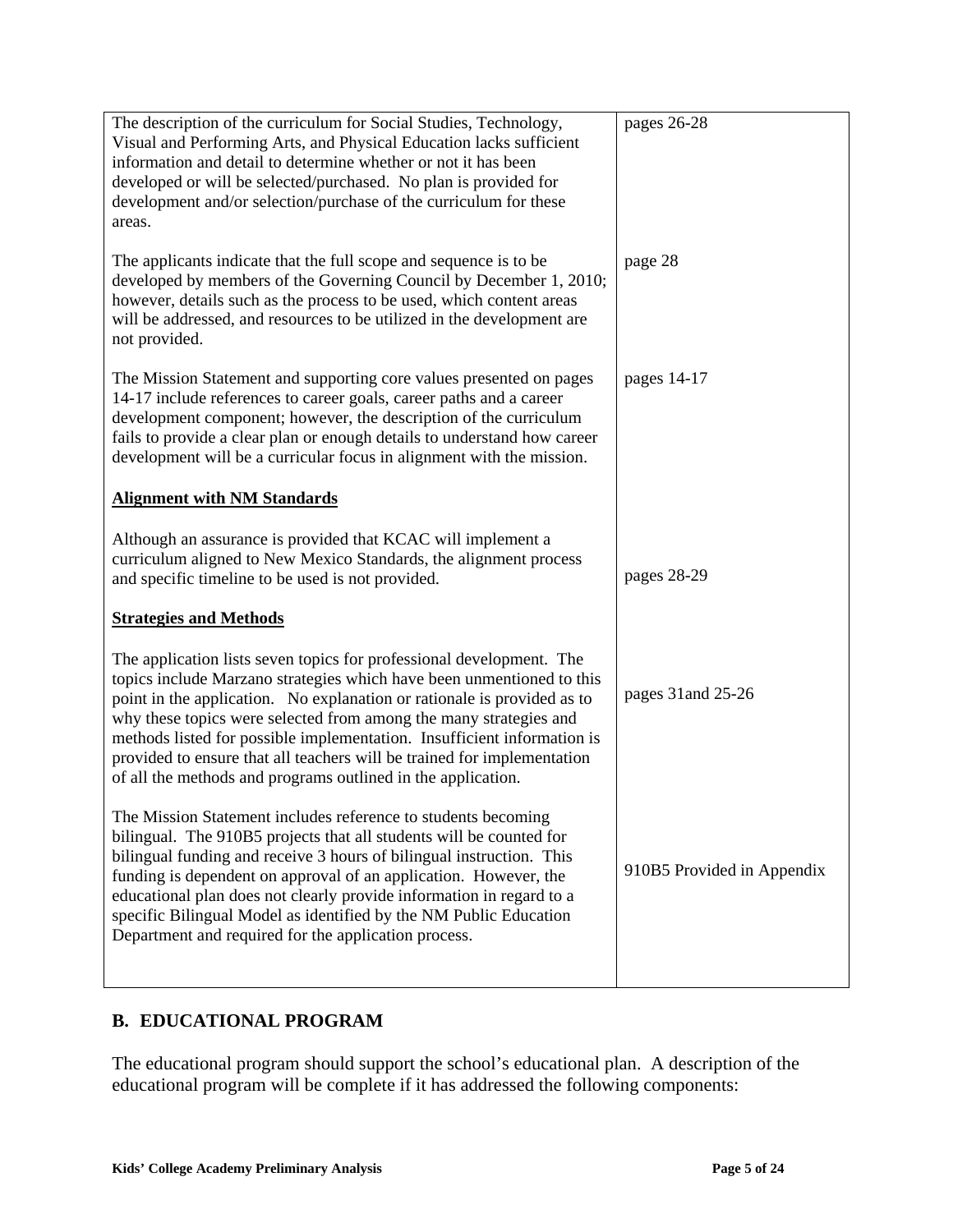| | |
|---|---|
| The description of the curriculum for Social Studies, Technology, Visual and Performing Arts, and Physical Education lacks sufficient information and detail to determine whether or not it has been developed or will be selected/purchased. No plan is provided for development and/or selection/purchase of the curriculum for these areas. | pages 26-28 |
| The applicants indicate that the full scope and sequence is to be developed by members of the Governing Council by December 1, 2010; however, details such as the process to be used, which content areas will be addressed, and resources to be utilized in the development are not provided. | page 28 |
| The Mission Statement and supporting core values presented on pages 14-17 include references to career goals, career paths and a career development component; however, the description of the curriculum fails to provide a clear plan or enough details to understand how career development will be a curricular focus in alignment with the mission. | pages 14-17 |
| **Alignment with NM Standards** | |
| Although an assurance is provided that KCAC will implement a curriculum aligned to New Mexico Standards, the alignment process and specific timeline to be used is not provided. | pages 28-29 |
| **Strategies and Methods** | |
| The application lists seven topics for professional development. The topics include Marzano strategies which have been unmentioned to this point in the application. No explanation or rationale is provided as to why these topics were selected from among the many strategies and methods listed for possible implementation. Insufficient information is provided to ensure that all teachers will be trained for implementation of all the methods and programs outlined in the application. | pages 31and 25-26 |
| The Mission Statement includes reference to students becoming bilingual. The 910B5 projects that all students will be counted for bilingual funding and receive 3 hours of bilingual instruction. This funding is dependent on approval of an application. However, the educational plan does not clearly provide information in regard to a specific Bilingual Model as identified by the NM Public Education Department and required for the application process. | 910B5 Provided in Appendix |

## B. EDUCATIONAL PROGRAM

The educational program should support the school's educational plan. A description of the educational program will be complete if it has addressed the following components: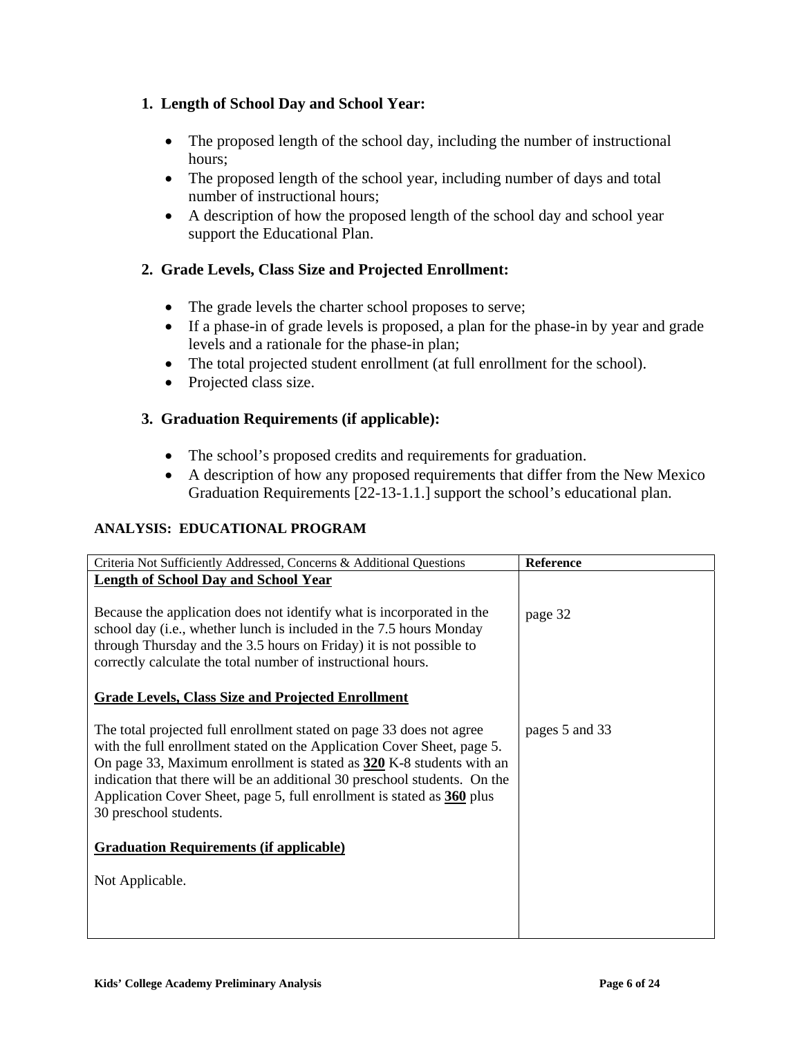### 1. Length of School Day and School Year:

- The proposed length of the school day, including the number of instructional hours;
- The proposed length of the school year, including number of days and total number of instructional hours;
- A description of how the proposed length of the school day and school year support the Educational Plan.

### 2. Grade Levels, Class Size and Projected Enrollment:

- The grade levels the charter school proposes to serve;
- If a phase-in of grade levels is proposed, a plan for the phase-in by year and grade levels and a rationale for the phase-in plan;
- The total projected student enrollment (at full enrollment for the school).
- Projected class size.

### 3. Graduation Requirements (if applicable):

- The school's proposed credits and requirements for graduation.
- A description of how any proposed requirements that differ from the New Mexico Graduation Requirements [22-13-1.1.] support the school's educational plan.

## ANALYSIS: EDUCATIONAL PROGRAM

| Criteria Not Sufficiently Addressed, Concerns & Additional Questions | **Reference** |
|---|---|
| **Length of School Day and School Year** | |
| Because the application does not identify what is incorporated in the school day (i.e., whether lunch is included in the 7.5 hours Monday through Thursday and the 3.5 hours on Friday) it is not possible to correctly calculate the total number of instructional hours. | page 32 |
| **Grade Levels, Class Size and Projected Enrollment** | |
| The total projected full enrollment stated on page 33 does not agree with the full enrollment stated on the Application Cover Sheet, page 5. On page 33, Maximum enrollment is stated as **320** K-8 students with an indication that there will be an additional 30 preschool students. On the Application Cover Sheet, page 5, full enrollment is stated as **360** plus 30 preschool students. | pages 5 and 33 |
| **Graduation Requirements (if applicable)** | |
| Not Applicable. | |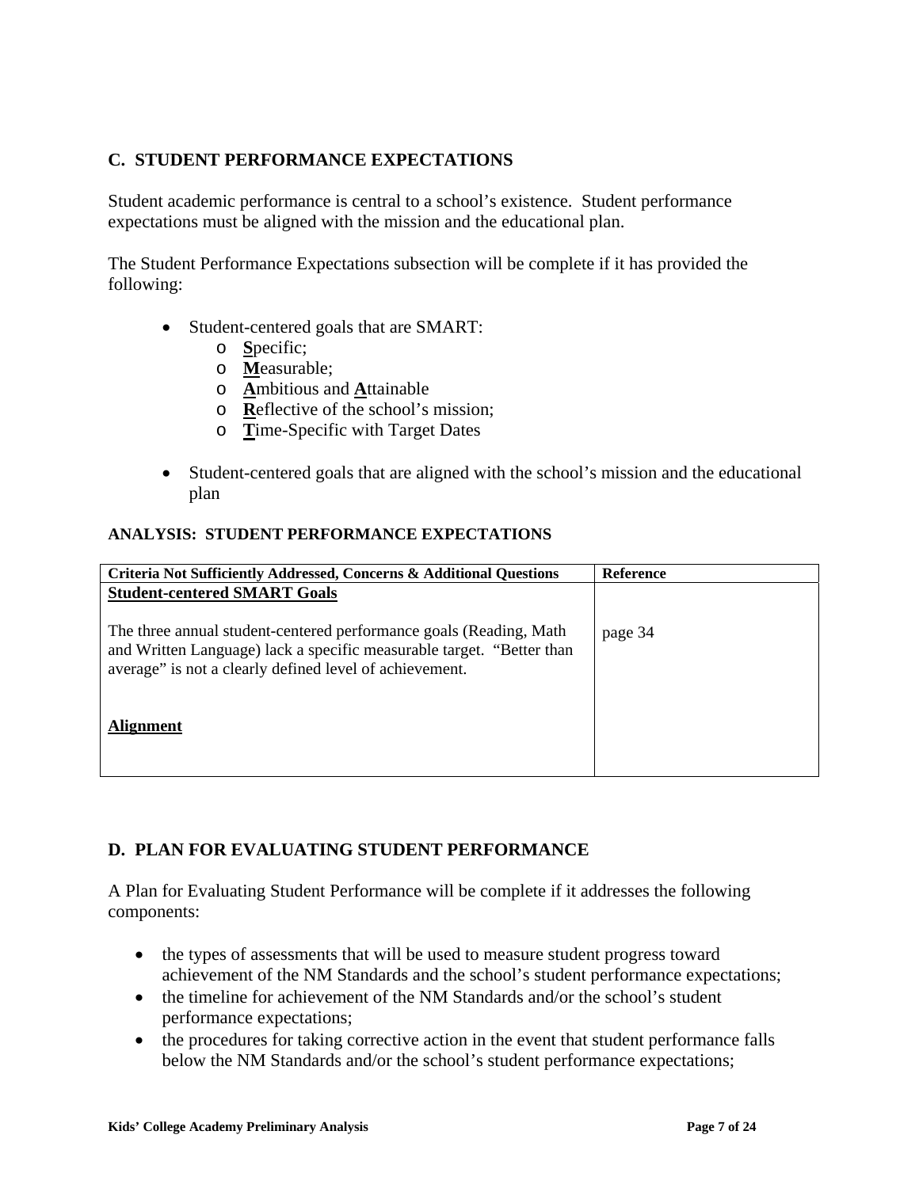## C. STUDENT PERFORMANCE EXPECTATIONS

Student academic performance is central to a school's existence. Student performance expectations must be aligned with the mission and the educational plan.

The Student Performance Expectations subsection will be complete if it has provided the following:

- Student-centered goals that are SMART:
  - **S**pecific;
  - **M**easurable;
  - **A**mbitious and **A**ttainable
  - **R**eflective of the school's mission;
  - **T**ime-Specific with Target Dates
- Student-centered goals that are aligned with the school's mission and the educational plan

### ANALYSIS: STUDENT PERFORMANCE EXPECTATIONS

| Criteria Not Sufficiently Addressed, Concerns & Additional Questions | Reference |
|---|---|
| **Student-centered SMART Goals** | |
| The three annual student-centered performance goals (Reading, Math and Written Language) lack a specific measurable target. "Better than average" is not a clearly defined level of achievement. | page 34 |
| **Alignment** | |

## D. PLAN FOR EVALUATING STUDENT PERFORMANCE

A Plan for Evaluating Student Performance will be complete if it addresses the following components:

- the types of assessments that will be used to measure student progress toward achievement of the NM Standards and the school's student performance expectations;
- the timeline for achievement of the NM Standards and/or the school's student performance expectations;
- the procedures for taking corrective action in the event that student performance falls below the NM Standards and/or the school's student performance expectations;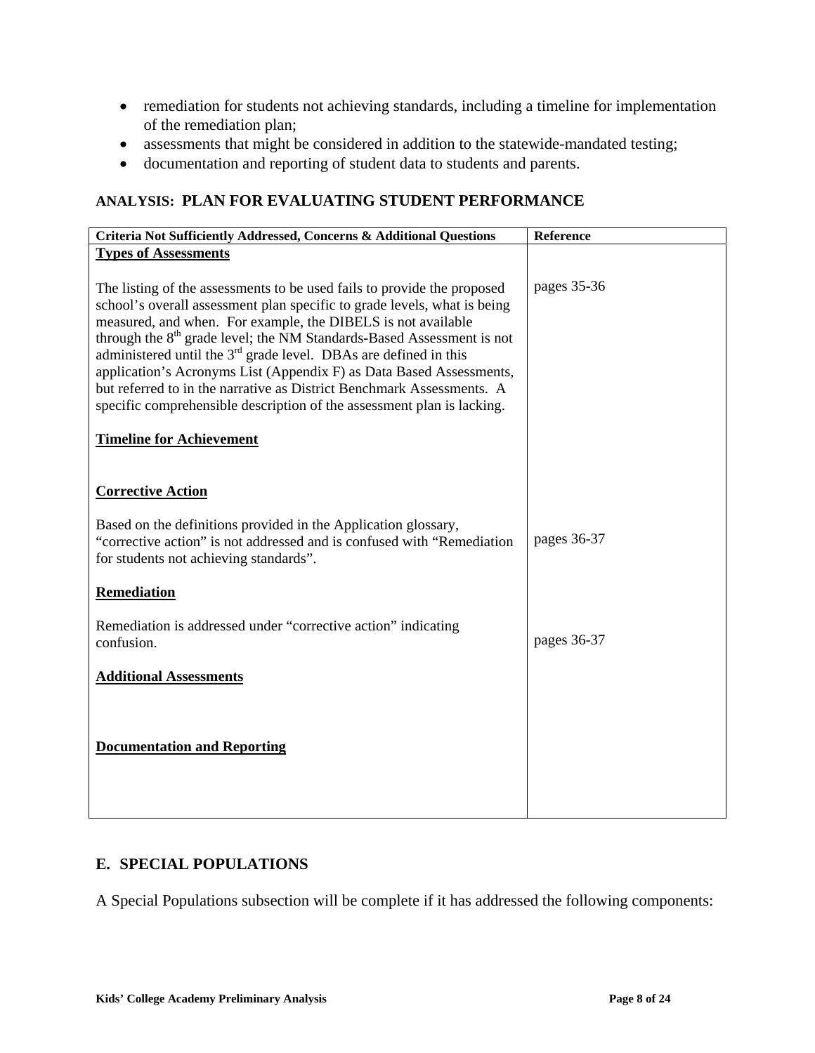- remediation for students not achieving standards, including a timeline for implementation of the remediation plan;
- assessments that might be considered in addition to the statewide-mandated testing;
- documentation and reporting of student data to students and parents.

### ANALYSIS: PLAN FOR EVALUATING STUDENT PERFORMANCE

| Criteria Not Sufficiently Addressed, Concerns & Additional Questions | Reference |
|---|---|
| **Types of Assessments** | |
| The listing of the assessments to be used fails to provide the proposed school's overall assessment plan specific to grade levels, what is being measured, and when. For example, the DIBELS is not available through the 8th grade level; the NM Standards-Based Assessment is not administered until the 3rd grade level. DBAs are defined in this application's Acronyms List (Appendix F) as Data Based Assessments, but referred to in the narrative as District Benchmark Assessments. A specific comprehensible description of the assessment plan is lacking. | pages 35-36 |
| **Timeline for Achievement** | |
| **Corrective Action** | |
| Based on the definitions provided in the Application glossary, "corrective action" is not addressed and is confused with "Remediation for students not achieving standards". | pages 36-37 |
| **Remediation** | |
| Remediation is addressed under "corrective action" indicating confusion. | pages 36-37 |
| **Additional Assessments** | |
| **Documentation and Reporting** | |

## E. SPECIAL POPULATIONS

A Special Populations subsection will be complete if it has addressed the following components: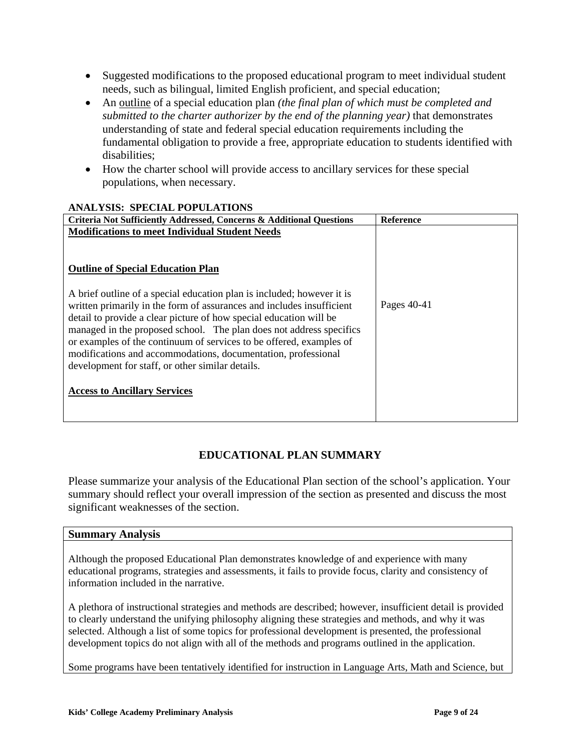- Suggested modifications to the proposed educational program to meet individual student needs, such as bilingual, limited English proficient, and special education;
- An <u>outline</u> of a special education plan *(the final plan of which must be completed and submitted to the charter authorizer by the end of the planning year)* that demonstrates understanding of state and federal special education requirements including the fundamental obligation to provide a free, appropriate education to students identified with disabilities;
- How the charter school will provide access to ancillary services for these special populations, when necessary.

**ANALYSIS: SPECIAL POPULATIONS**

| Criteria Not Sufficiently Addressed, Concerns & Additional Questions | Reference |
|---|---|
| **<u>Modifications to meet Individual Student Needs</u>** | |
| **<u>Outline of Special Education Plan</u>** | |
| A brief outline of a special education plan is included; however it is written primarily in the form of assurances and includes insufficient detail to provide a clear picture of how special education will be managed in the proposed school. The plan does not address specifics or examples of the continuum of services to be offered, examples of modifications and accommodations, documentation, professional development for staff, or other similar details. | Pages 40-41 |
| **<u>Access to Ancillary Services</u>** | |

## EDUCATIONAL PLAN SUMMARY

Please summarize your analysis of the Educational Plan section of the school's application. Your summary should reflect your overall impression of the section as presented and discuss the most significant weaknesses of the section.

| **Summary Analysis** |
|---|
| Although the proposed Educational Plan demonstrates knowledge of and experience with many educational programs, strategies and assessments, it fails to provide focus, clarity and consistency of information included in the narrative.<br><br>A plethora of instructional strategies and methods are described; however, insufficient detail is provided to clearly understand the unifying philosophy aligning these strategies and methods, and why it was selected. Although a list of some topics for professional development is presented, the professional development topics do not align with all of the methods and programs outlined in the application.<br><br>Some programs have been tentatively identified for instruction in Language Arts, Math and Science, but |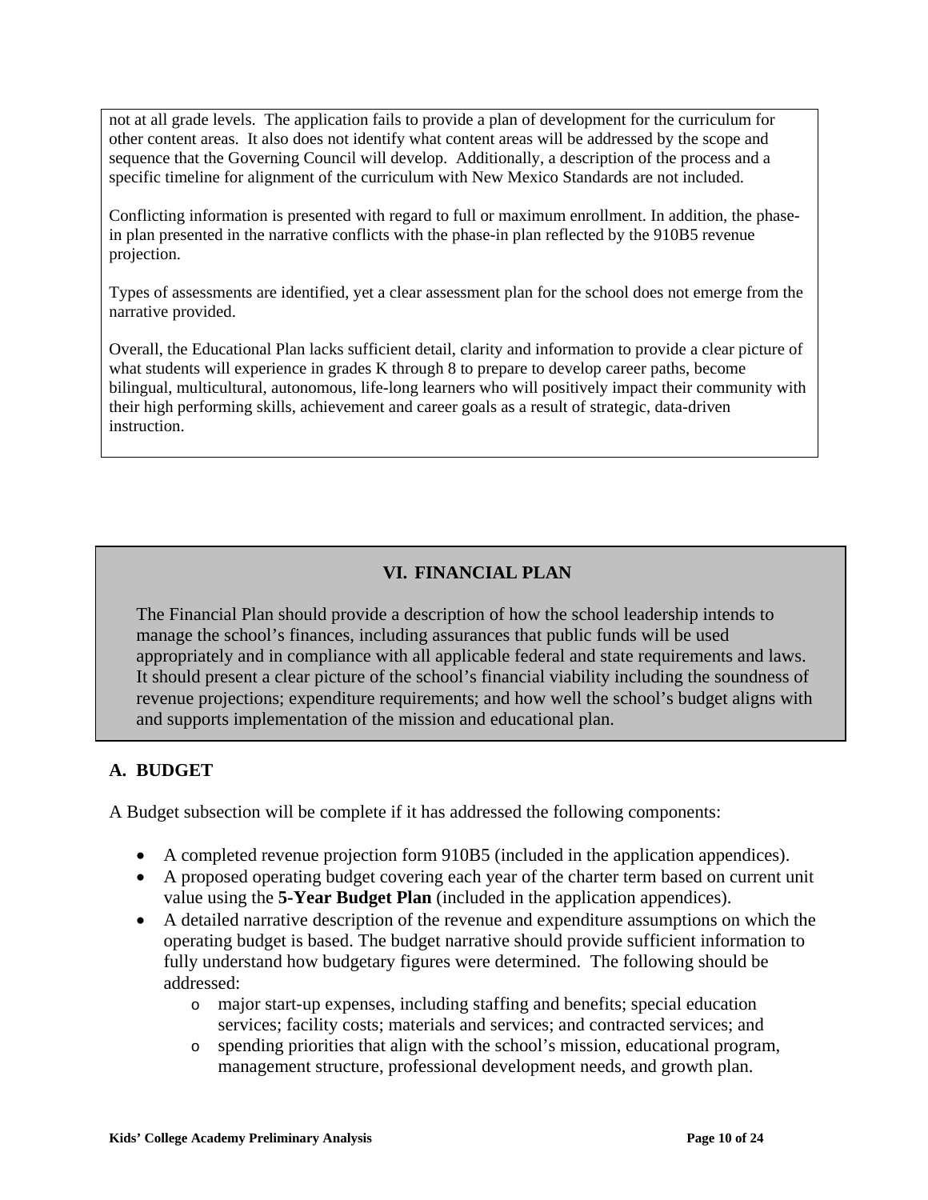not at all grade levels. The application fails to provide a plan of development for the curriculum for other content areas. It also does not identify what content areas will be addressed by the scope and sequence that the Governing Council will develop. Additionally, a description of the process and a specific timeline for alignment of the curriculum with New Mexico Standards are not included.

Conflicting information is presented with regard to full or maximum enrollment. In addition, the phase-in plan presented in the narrative conflicts with the phase-in plan reflected by the 910B5 revenue projection.

Types of assessments are identified, yet a clear assessment plan for the school does not emerge from the narrative provided.

Overall, the Educational Plan lacks sufficient detail, clarity and information to provide a clear picture of what students will experience in grades K through 8 to prepare to develop career paths, become bilingual, multicultural, autonomous, life-long learners who will positively impact their community with their high performing skills, achievement and career goals as a result of strategic, data-driven instruction.

## VI. FINANCIAL PLAN

The Financial Plan should provide a description of how the school leadership intends to manage the school's finances, including assurances that public funds will be used appropriately and in compliance with all applicable federal and state requirements and laws. It should present a clear picture of the school's financial viability including the soundness of revenue projections; expenditure requirements; and how well the school's budget aligns with and supports implementation of the mission and educational plan.

### A. BUDGET

A Budget subsection will be complete if it has addressed the following components:

- A completed revenue projection form 910B5 (included in the application appendices).
- A proposed operating budget covering each year of the charter term based on current unit value using the **5-Year Budget Plan** (included in the application appendices).
- A detailed narrative description of the revenue and expenditure assumptions on which the operating budget is based. The budget narrative should provide sufficient information to fully understand how budgetary figures were determined. The following should be addressed:
  - major start-up expenses, including staffing and benefits; special education services; facility costs; materials and services; and contracted services; and
  - spending priorities that align with the school's mission, educational program, management structure, professional development needs, and growth plan.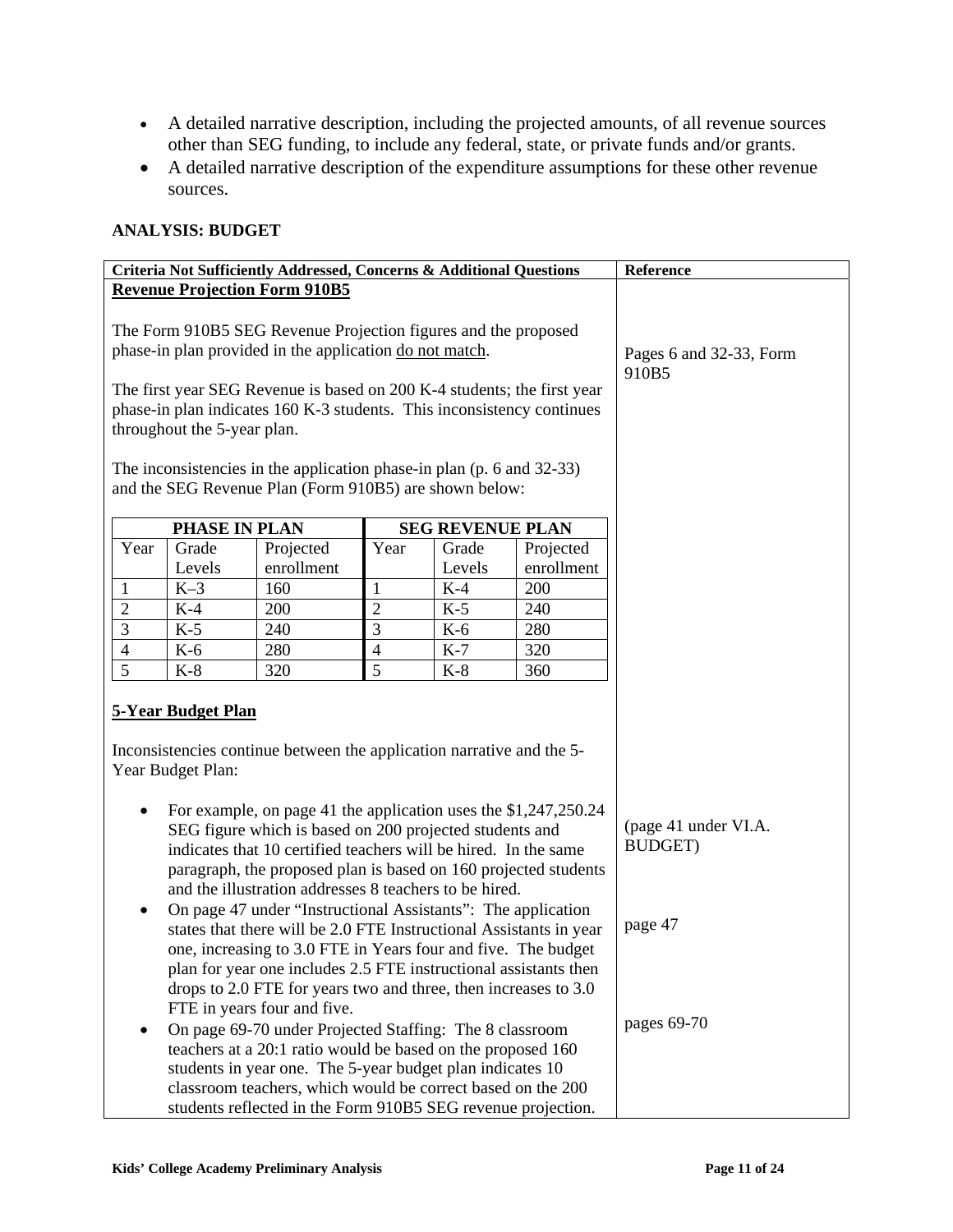- A detailed narrative description, including the projected amounts, of all revenue sources other than SEG funding, to include any federal, state, or private funds and/or grants.
- A detailed narrative description of the expenditure assumptions for these other revenue sources.

**ANALYSIS: BUDGET**

| Criteria Not Sufficiently Addressed, Concerns & Additional Questions | Reference |
|---|---|
| **Revenue Projection Form 910B5** | |
| The Form 910B5 SEG Revenue Projection figures and the proposed phase-in plan provided in the application do not match. | Pages 6 and 32-33, Form 910B5 |
| The first year SEG Revenue is based on 200 K-4 students; the first year phase-in plan indicates 160 K-3 students. This inconsistency continues throughout the 5-year plan. | |
| The inconsistencies in the application phase-in plan (p. 6 and 32-33) and the SEG Revenue Plan (Form 910B5) are shown below: | |

| PHASE IN PLAN | | | SEG REVENUE PLAN | | |
|---|---|---|---|---|---|
| Year | Grade Levels | Projected enrollment | Year | Grade Levels | Projected enrollment |
| 1 | K–3 | 160 | 1 | K-4 | 200 |
| 2 | K-4 | 200 | 2 | K-5 | 240 |
| 3 | K-5 | 240 | 3 | K-6 | 280 |
| 4 | K-6 | 280 | 4 | K-7 | 320 |
| 5 | K-8 | 320 | 5 | K-8 | 360 |

| Criteria Not Sufficiently Addressed, Concerns & Additional Questions | Reference |
|---|---|
| **5-Year Budget Plan** | |
| Inconsistencies continue between the application narrative and the 5-Year Budget Plan: | |
| • For example, on page 41 the application uses the $1,247,250.24 SEG figure which is based on 200 projected students and indicates that 10 certified teachers will be hired. In the same paragraph, the proposed plan is based on 160 projected students and the illustration addresses 8 teachers to be hired. | (page 41 under VI.A. BUDGET) |
| • On page 47 under "Instructional Assistants": The application states that there will be 2.0 FTE Instructional Assistants in year one, increasing to 3.0 FTE in Years four and five. The budget plan for year one includes 2.5 FTE instructional assistants then drops to 2.0 FTE for years two and three, then increases to 3.0 FTE in years four and five. | page 47 |
| • On page 69-70 under Projected Staffing: The 8 classroom teachers at a 20:1 ratio would be based on the proposed 160 students in year one. The 5-year budget plan indicates 10 classroom teachers, which would be correct based on the 200 students reflected in the Form 910B5 SEG revenue projection. | pages 69-70 |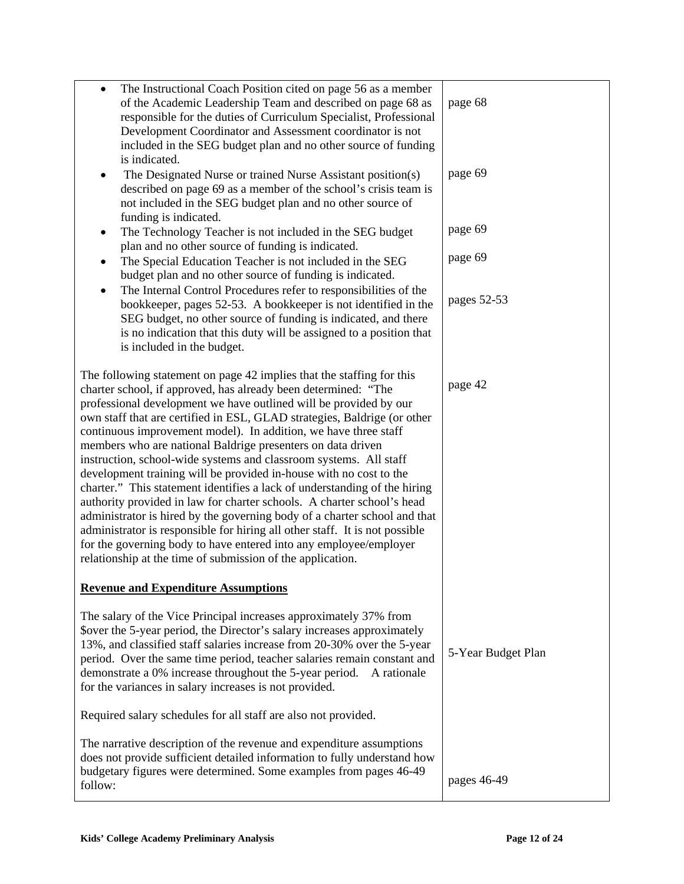| | |
|---|---|
| • The Instructional Coach Position cited on page 56 as a member of the Academic Leadership Team and described on page 68 as responsible for the duties of Curriculum Specialist, Professional Development Coordinator and Assessment coordinator is not included in the SEG budget plan and no other source of funding is indicated.<br>• The Designated Nurse or trained Nurse Assistant position(s) described on page 69 as a member of the school's crisis team is not included in the SEG budget plan and no other source of funding is indicated.<br>• The Technology Teacher is not included in the SEG budget plan and no other source of funding is indicated.<br>• The Special Education Teacher is not included in the SEG budget plan and no other source of funding is indicated.<br>• The Internal Control Procedures refer to responsibilities of the bookkeeper, pages 52-53. A bookkeeper is not identified in the SEG budget, no other source of funding is indicated, and there is no indication that this duty will be assigned to a position that is included in the budget. | page 68<br><br>page 69<br><br>page 69<br><br>page 69<br><br>pages 52-53 |
| The following statement on page 42 implies that the staffing for this charter school, if approved, has already been determined: "The professional development we have outlined will be provided by our own staff that are certified in ESL, GLAD strategies, Baldrige (or other continuous improvement model). In addition, we have three staff members who are national Baldrige presenters on data driven instruction, school-wide systems and classroom systems. All staff development training will be provided in-house with no cost to the charter." This statement identifies a lack of understanding of the hiring authority provided in law for charter schools. A charter school's head administrator is hired by the governing body of a charter school and that administrator is responsible for hiring all other staff. It is not possible for the governing body to have entered into any employee/employer relationship at the time of submission of the application. | page 42 |
| **Revenue and Expenditure Assumptions** | |
| The salary of the Vice Principal increases approximately 37% from $over the 5-year period, the Director's salary increases approximately 13%, and classified staff salaries increase from 20-30% over the 5-year period. Over the same time period, teacher salaries remain constant and demonstrate a 0% increase throughout the 5-year period. A rationale for the variances in salary increases is not provided.<br><br>Required salary schedules for all staff are also not provided. | 5-Year Budget Plan |
| The narrative description of the revenue and expenditure assumptions does not provide sufficient detailed information to fully understand how budgetary figures were determined. Some examples from pages 46-49 follow: | pages 46-49 |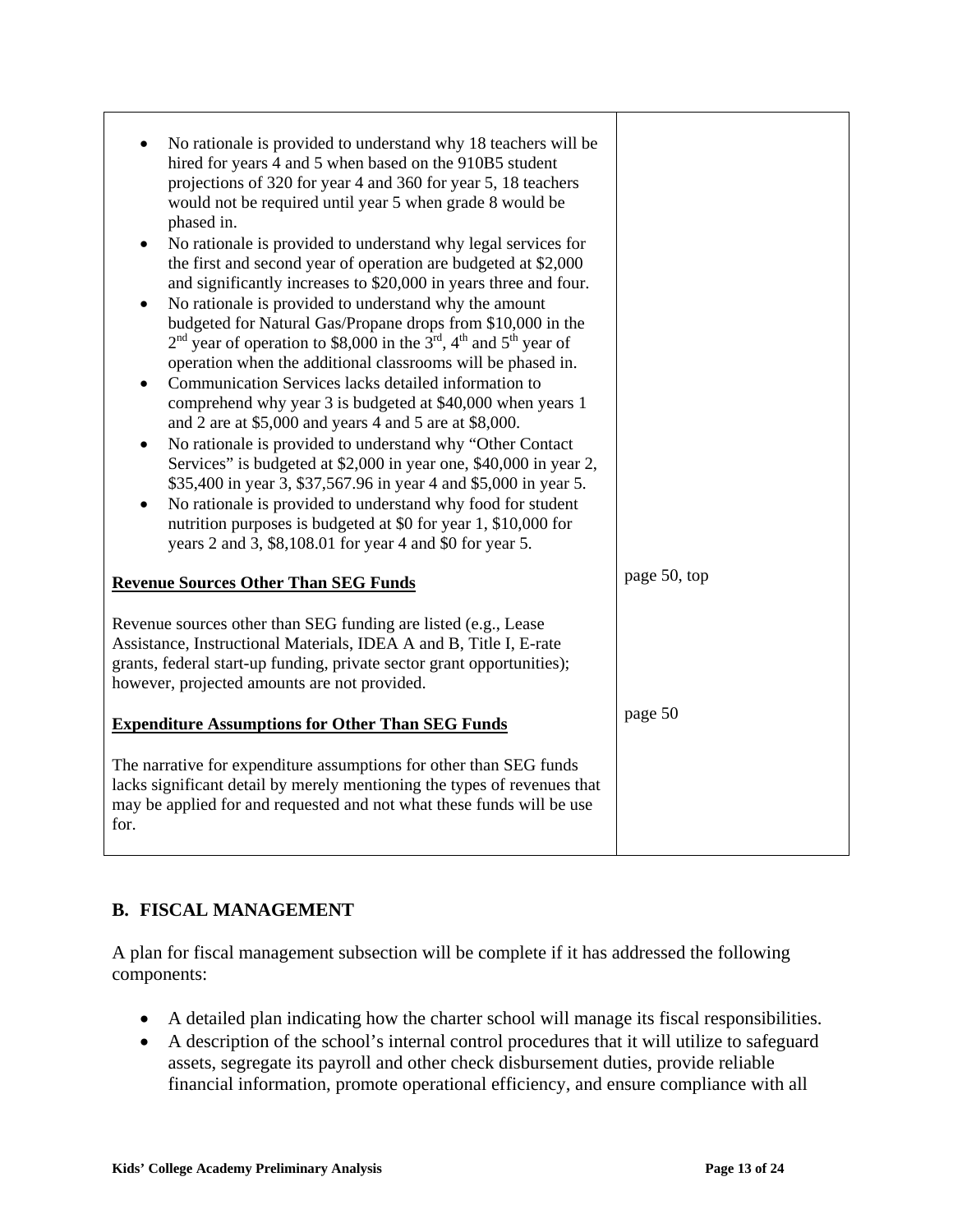| | |
|---|---|
| • No rationale is provided to understand why 18 teachers will be hired for years 4 and 5 when based on the 910B5 student projections of 320 for year 4 and 360 for year 5, 18 teachers would not be required until year 5 when grade 8 would be phased in.<br>• No rationale is provided to understand why legal services for the first and second year of operation are budgeted at $2,000 and significantly increases to $20,000 in years three and four.<br>• No rationale is provided to understand why the amount budgeted for Natural Gas/Propane drops from $10,000 in the 2nd year of operation to $8,000 in the 3rd, 4th and 5th year of operation when the additional classrooms will be phased in.<br>• Communication Services lacks detailed information to comprehend why year 3 is budgeted at $40,000 when years 1 and 2 are at $5,000 and years 4 and 5 are at $8,000.<br>• No rationale is provided to understand why "Other Contact Services" is budgeted at $2,000 in year one, $40,000 in year 2, $35,400 in year 3, $37,567.96 in year 4 and $5,000 in year 5.<br>• No rationale is provided to understand why food for student nutrition purposes is budgeted at $0 for year 1, $10,000 for years 2 and 3, $8,108.01 for year 4 and $0 for year 5. | |
| **Revenue Sources Other Than SEG Funds**<br><br>Revenue sources other than SEG funding are listed (e.g., Lease Assistance, Instructional Materials, IDEA A and B, Title I, E-rate grants, federal start-up funding, private sector grant opportunities); however, projected amounts are not provided. | page 50, top |
| **Expenditure Assumptions for Other Than SEG Funds**<br><br>The narrative for expenditure assumptions for other than SEG funds lacks significant detail by merely mentioning the types of revenues that may be applied for and requested and not what these funds will be use for. | page 50 |

## B. FISCAL MANAGEMENT

A plan for fiscal management subsection will be complete if it has addressed the following components:

- A detailed plan indicating how the charter school will manage its fiscal responsibilities.
- A description of the school's internal control procedures that it will utilize to safeguard assets, segregate its payroll and other check disbursement duties, provide reliable financial information, promote operational efficiency, and ensure compliance with all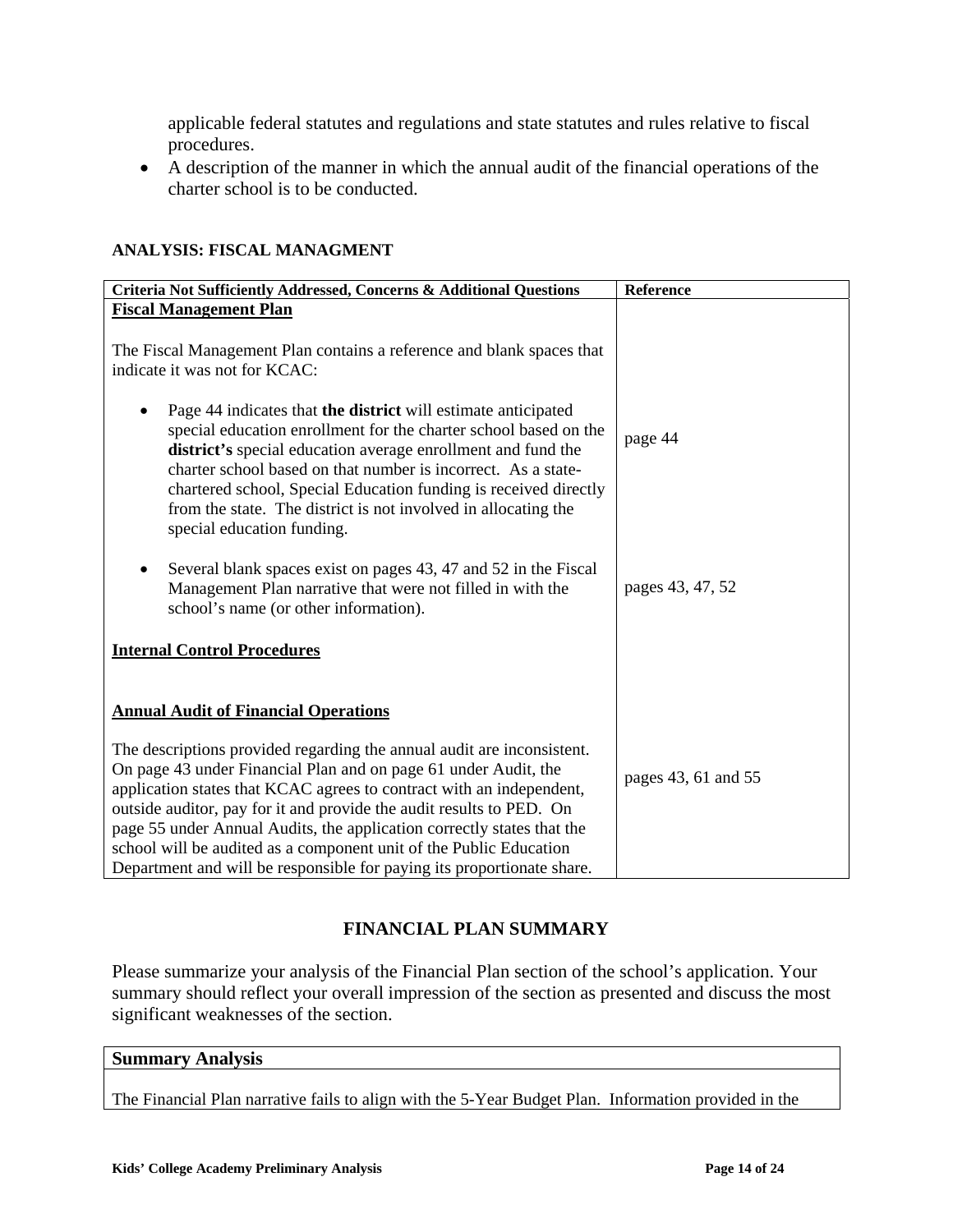applicable federal statutes and regulations and state statutes and rules relative to fiscal procedures.

- A description of the manner in which the annual audit of the financial operations of the charter school is to be conducted.

**ANALYSIS: FISCAL MANAGMENT**

| Criteria Not Sufficiently Addressed, Concerns & Additional Questions | Reference |
|---|---|
| **Fiscal Management Plan** | |
| The Fiscal Management Plan contains a reference and blank spaces that indicate it was not for KCAC: | |
| • Page 44 indicates that **the district** will estimate anticipated special education enrollment for the charter school based on the **district's** special education average enrollment and fund the charter school based on that number is incorrect. As a state-chartered school, Special Education funding is received directly from the state. The district is not involved in allocating the special education funding. | page 44 |
| • Several blank spaces exist on pages 43, 47 and 52 in the Fiscal Management Plan narrative that were not filled in with the school's name (or other information). | pages 43, 47, 52 |
| **Internal Control Procedures** | |
| **Annual Audit of Financial Operations** | |
| The descriptions provided regarding the annual audit are inconsistent. On page 43 under Financial Plan and on page 61 under Audit, the application states that KCAC agrees to contract with an independent, outside auditor, pay for it and provide the audit results to PED. On page 55 under Annual Audits, the application correctly states that the school will be audited as a component unit of the Public Education Department and will be responsible for paying its proportionate share. | pages 43, 61 and 55 |

## FINANCIAL PLAN SUMMARY

Please summarize your analysis of the Financial Plan section of the school's application. Your summary should reflect your overall impression of the section as presented and discuss the most significant weaknesses of the section.

| Summary Analysis |
|---|
| The Financial Plan narrative fails to align with the 5-Year Budget Plan. Information provided in the |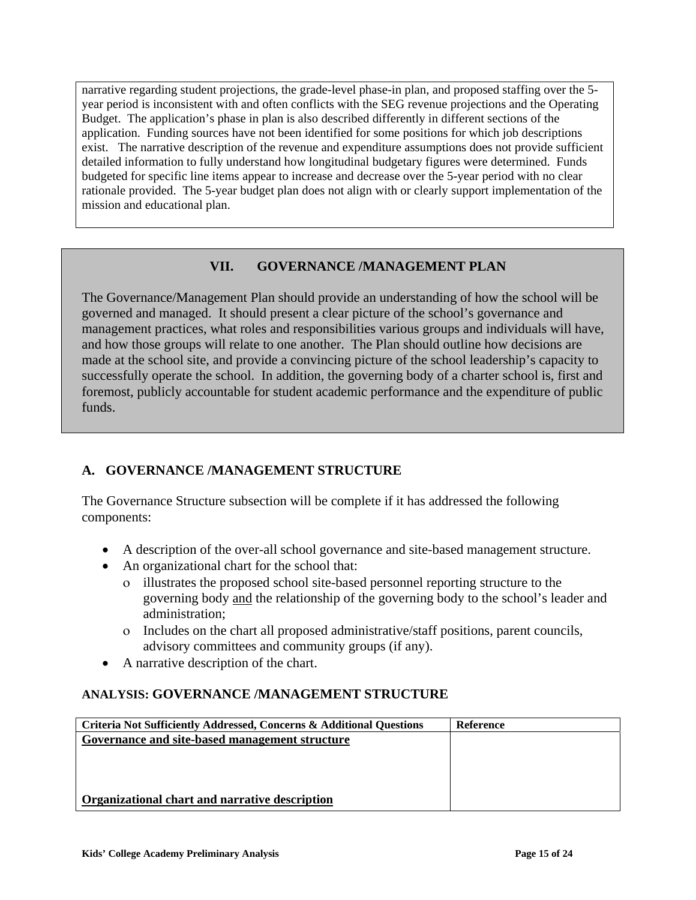narrative regarding student projections, the grade-level phase-in plan, and proposed staffing over the 5-year period is inconsistent with and often conflicts with the SEG revenue projections and the Operating Budget. The application's phase in plan is also described differently in different sections of the application. Funding sources have not been identified for some positions for which job descriptions exist. The narrative description of the revenue and expenditure assumptions does not provide sufficient detailed information to fully understand how longitudinal budgetary figures were determined. Funds budgeted for specific line items appear to increase and decrease over the 5-year period with no clear rationale provided. The 5-year budget plan does not align with or clearly support implementation of the mission and educational plan.

## VII. GOVERNANCE /MANAGEMENT PLAN

The Governance/Management Plan should provide an understanding of how the school will be governed and managed. It should present a clear picture of the school's governance and management practices, what roles and responsibilities various groups and individuals will have, and how those groups will relate to one another. The Plan should outline how decisions are made at the school site, and provide a convincing picture of the school leadership's capacity to successfully operate the school. In addition, the governing body of a charter school is, first and foremost, publicly accountable for student academic performance and the expenditure of public funds.

### A. GOVERNANCE /MANAGEMENT STRUCTURE

The Governance Structure subsection will be complete if it has addressed the following components:

- A description of the over-all school governance and site-based management structure.
- An organizational chart for the school that:
  - illustrates the proposed school site-based personnel reporting structure to the governing body and the relationship of the governing body to the school's leader and administration;
  - Includes on the chart all proposed administrative/staff positions, parent councils, advisory committees and community groups (if any).
- A narrative description of the chart.

#### ANALYSIS: GOVERNANCE /MANAGEMENT STRUCTURE

| Criteria Not Sufficiently Addressed, Concerns & Additional Questions | Reference |
|---|---|
| **Governance and site-based management structure** | |
| **Organizational chart and narrative description** | |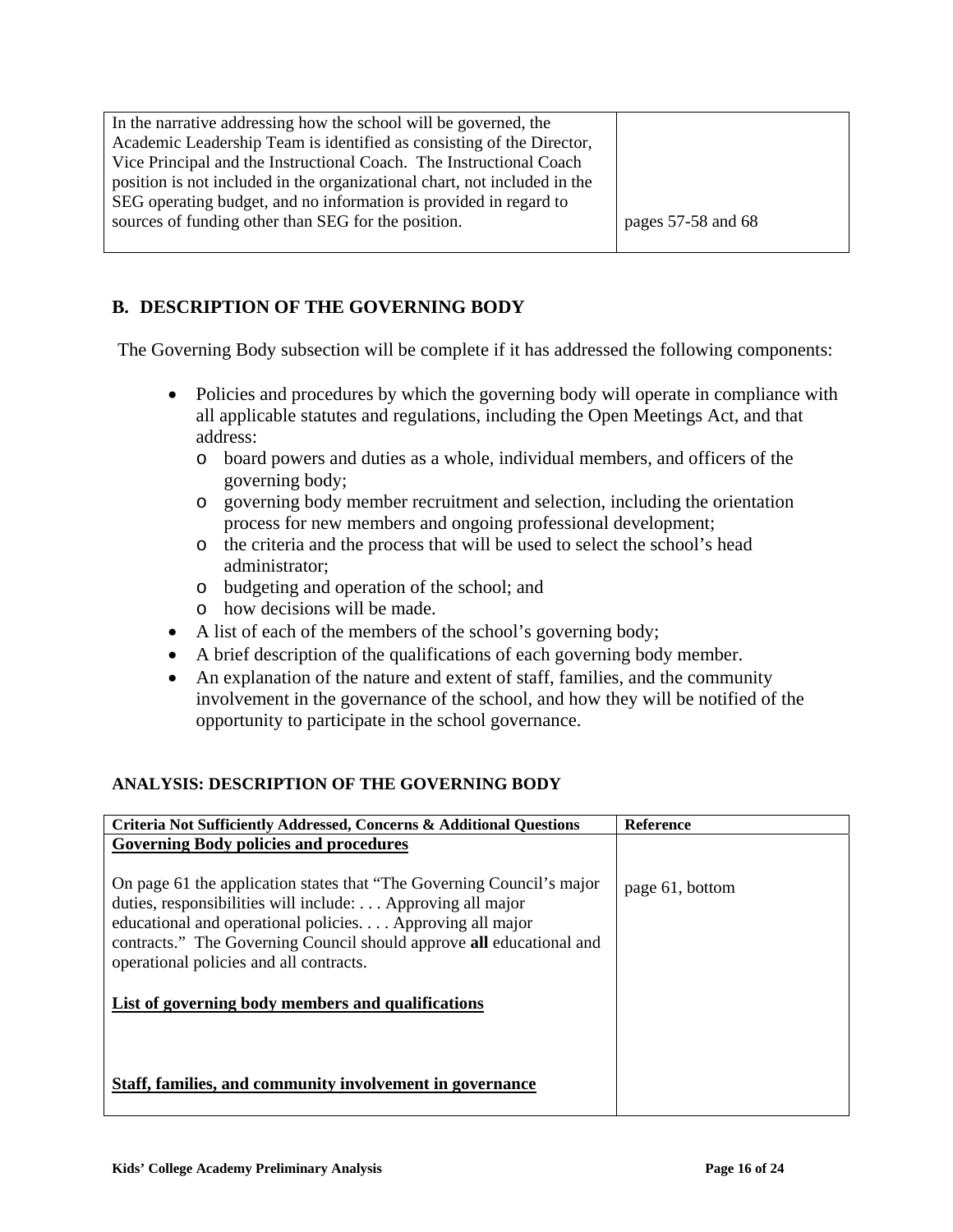| | |
|---|---|
| In the narrative addressing how the school will be governed, the Academic Leadership Team is identified as consisting of the Director, Vice Principal and the Instructional Coach. The Instructional Coach position is not included in the organizational chart, not included in the SEG operating budget, and no information is provided in regard to sources of funding other than SEG for the position. | pages 57-58 and 68 |

## B. DESCRIPTION OF THE GOVERNING BODY

The Governing Body subsection will be complete if it has addressed the following components:

- Policies and procedures by which the governing body will operate in compliance with all applicable statutes and regulations, including the Open Meetings Act, and that address:
  - board powers and duties as a whole, individual members, and officers of the governing body;
  - governing body member recruitment and selection, including the orientation process for new members and ongoing professional development;
  - the criteria and the process that will be used to select the school's head administrator;
  - budgeting and operation of the school; and
  - how decisions will be made.
- A list of each of the members of the school's governing body;
- A brief description of the qualifications of each governing body member.
- An explanation of the nature and extent of staff, families, and the community involvement in the governance of the school, and how they will be notified of the opportunity to participate in the school governance.

### ANALYSIS: DESCRIPTION OF THE GOVERNING BODY

| Criteria Not Sufficiently Addressed, Concerns & Additional Questions | Reference |
|---|---|
| **Governing Body policies and procedures**<br><br>On page 61 the application states that "The Governing Council's major duties, responsibilities will include: . . . Approving all major educational and operational policies. . . . Approving all major contracts." The Governing Council should approve **all** educational and operational policies and all contracts.<br><br>**List of governing body members and qualifications**<br><br>**Staff, families, and community involvement in governance** | page 61, bottom |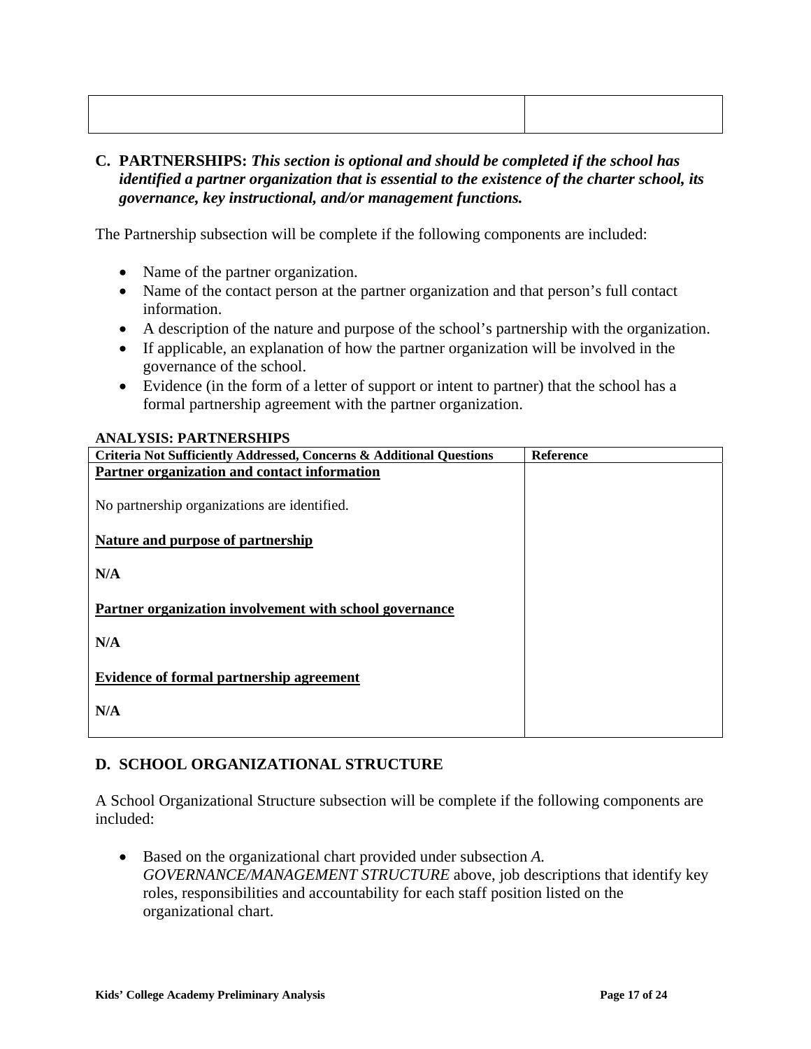| | |
|---|---|
| | |

## C. PARTNERSHIPS: *This section is optional and should be completed if the school has identified a partner organization that is essential to the existence of the charter school, its governance, key instructional, and/or management functions.*

The Partnership subsection will be complete if the following components are included:

- Name of the partner organization.
- Name of the contact person at the partner organization and that person's full contact information.
- A description of the nature and purpose of the school's partnership with the organization.
- If applicable, an explanation of how the partner organization will be involved in the governance of the school.
- Evidence (in the form of a letter of support or intent to partner) that the school has a formal partnership agreement with the partner organization.

**ANALYSIS: PARTNERSHIPS**

| Criteria Not Sufficiently Addressed, Concerns & Additional Questions | Reference |
|---|---|
| **Partner organization and contact information**<br><br>No partnership organizations are identified.<br><br>**Nature and purpose of partnership**<br><br>**N/A**<br><br>**Partner organization involvement with school governance**<br><br>**N/A**<br><br>**Evidence of formal partnership agreement**<br><br>**N/A** | |

## D. SCHOOL ORGANIZATIONAL STRUCTURE

A School Organizational Structure subsection will be complete if the following components are included:

- Based on the organizational chart provided under subsection *A. GOVERNANCE/MANAGEMENT STRUCTURE* above, job descriptions that identify key roles, responsibilities and accountability for each staff position listed on the organizational chart.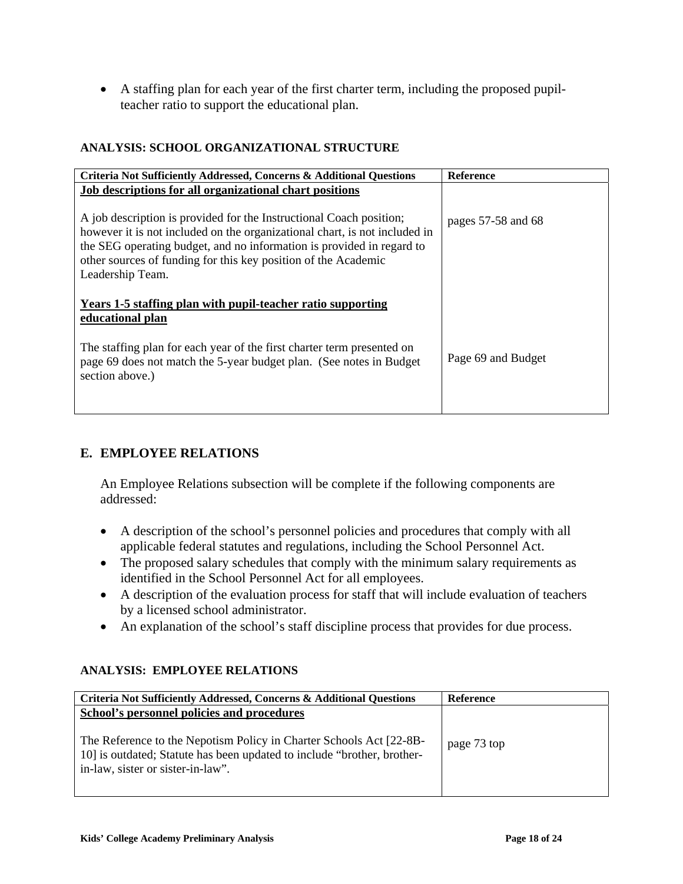- A staffing plan for each year of the first charter term, including the proposed pupil-teacher ratio to support the educational plan.

**ANALYSIS: SCHOOL ORGANIZATIONAL STRUCTURE**

| Criteria Not Sufficiently Addressed, Concerns & Additional Questions | Reference |
|---|---|
| <u>**Job descriptions for all organizational chart positions**</u><br><br>A job description is provided for the Instructional Coach position; however it is not included on the organizational chart, is not included in the SEG operating budget, and no information is provided in regard to other sources of funding for this key position of the Academic Leadership Team. | pages 57-58 and 68 |
| <u>**Years 1-5 staffing plan with pupil-teacher ratio supporting educational plan**</u><br><br>The staffing plan for each year of the first charter term presented on page 69 does not match the 5-year budget plan. (See notes in Budget section above.) | Page 69 and Budget |

## E. EMPLOYEE RELATIONS

An Employee Relations subsection will be complete if the following components are addressed:

- A description of the school's personnel policies and procedures that comply with all applicable federal statutes and regulations, including the School Personnel Act.
- The proposed salary schedules that comply with the minimum salary requirements as identified in the School Personnel Act for all employees.
- A description of the evaluation process for staff that will include evaluation of teachers by a licensed school administrator.
- An explanation of the school's staff discipline process that provides for due process.

**ANALYSIS: EMPLOYEE RELATIONS**

| Criteria Not Sufficiently Addressed, Concerns & Additional Questions | Reference |
|---|---|
| <u>**School's personnel policies and procedures**</u><br><br>The Reference to the Nepotism Policy in Charter Schools Act [22-8B-10] is outdated; Statute has been updated to include "brother, brother-in-law, sister or sister-in-law". | page 73 top |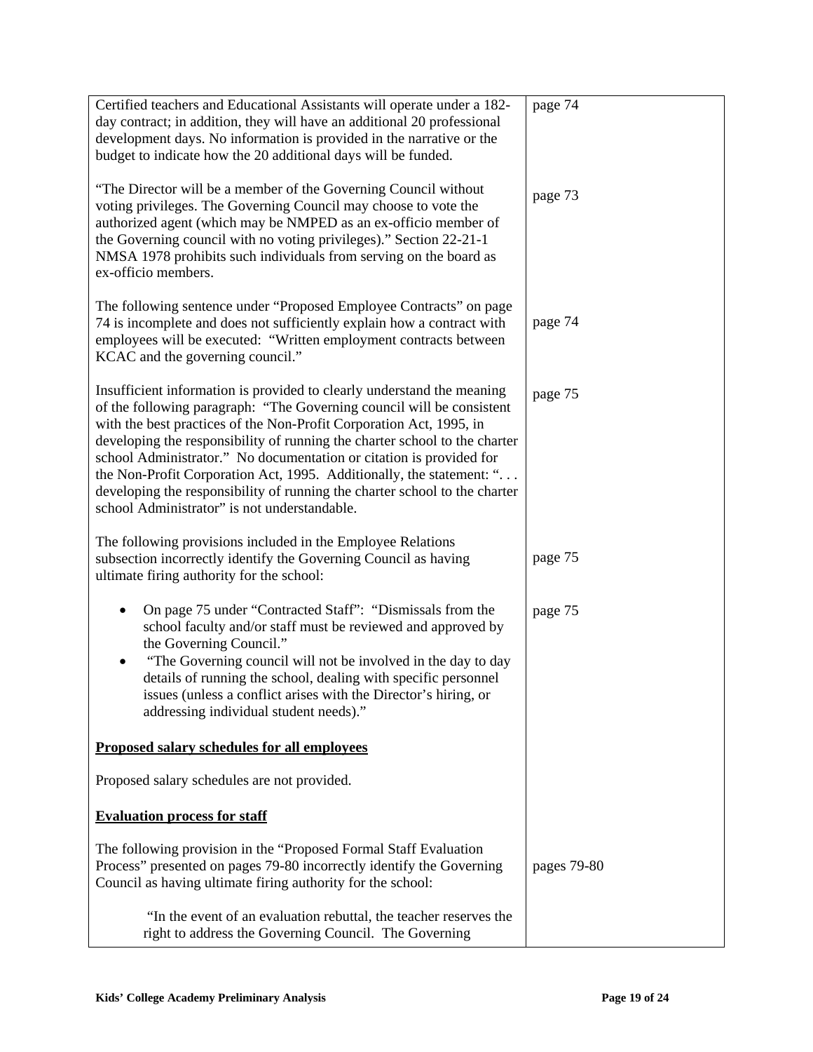| | |
|---|---|
| Certified teachers and Educational Assistants will operate under a 182-day contract; in addition, they will have an additional 20 professional development days. No information is provided in the narrative or the budget to indicate how the 20 additional days will be funded. | page 74 |
| "The Director will be a member of the Governing Council without voting privileges. The Governing Council may choose to vote the authorized agent (which may be NMPED as an ex-officio member of the Governing council with no voting privileges)." Section 22-21-1 NMSA 1978 prohibits such individuals from serving on the board as ex-officio members. | page 73 |
| The following sentence under "Proposed Employee Contracts" on page 74 is incomplete and does not sufficiently explain how a contract with employees will be executed: "Written employment contracts between KCAC and the governing council." | page 74 |
| Insufficient information is provided to clearly understand the meaning of the following paragraph: "The Governing council will be consistent with the best practices of the Non-Profit Corporation Act, 1995, in developing the responsibility of running the charter school to the charter school Administrator." No documentation or citation is provided for the Non-Profit Corporation Act, 1995. Additionally, the statement: ". . . developing the responsibility of running the charter school to the charter school Administrator" is not understandable. | page 75 |
| The following provisions included in the Employee Relations subsection incorrectly identify the Governing Council as having ultimate firing authority for the school: | page 75 |
| • On page 75 under "Contracted Staff": "Dismissals from the school faculty and/or staff must be reviewed and approved by the Governing Council."<br>• "The Governing council will not be involved in the day to day details of running the school, dealing with specific personnel issues (unless a conflict arises with the Director's hiring, or addressing individual student needs)." | page 75 |
| **<u>Proposed salary schedules for all employees</u>** | |
| Proposed salary schedules are not provided. | |
| **<u>Evaluation process for staff</u>** | |
| The following provision in the "Proposed Formal Staff Evaluation Process" presented on pages 79-80 incorrectly identify the Governing Council as having ultimate firing authority for the school: | pages 79-80 |
| "In the event of an evaluation rebuttal, the teacher reserves the right to address the Governing Council. The Governing | |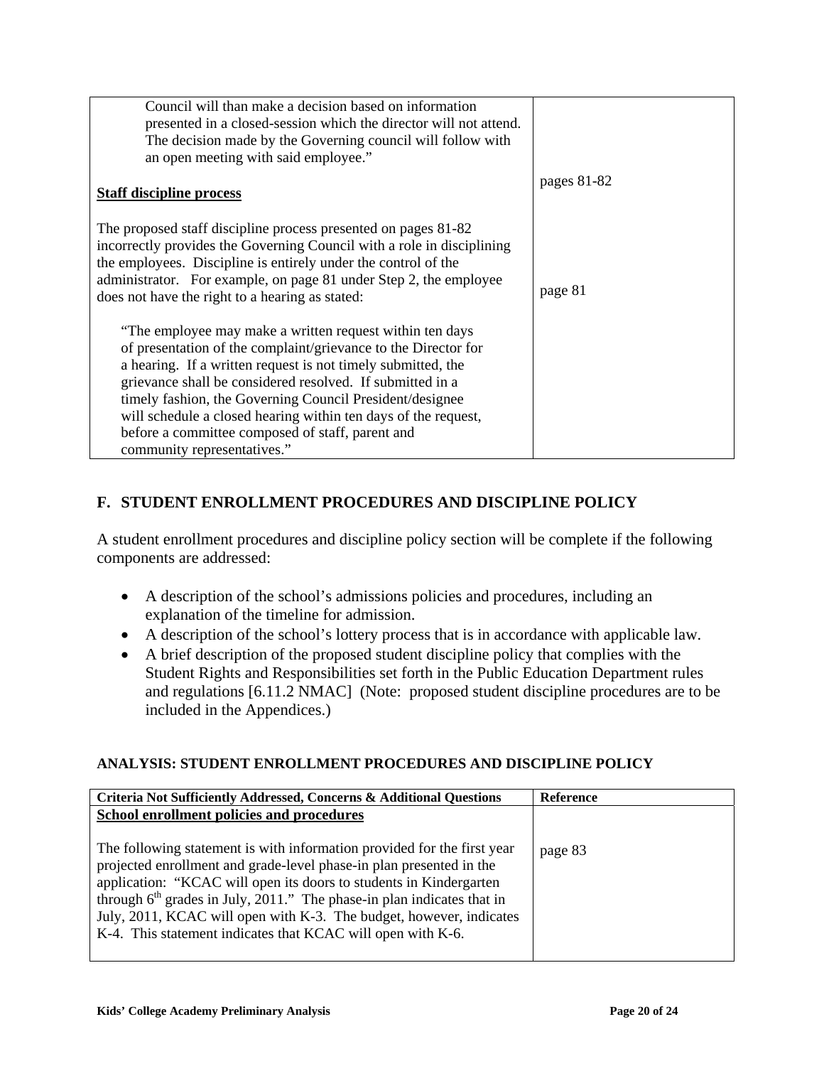| | |
|---|---|
| Council will than make a decision based on information presented in a closed-session which the director will not attend. The decision made by the Governing council will follow with an open meeting with said employee." | |
| **Staff discipline process** | pages 81-82 |
| The proposed staff discipline process presented on pages 81-82 incorrectly provides the Governing Council with a role in disciplining the employees. Discipline is entirely under the control of the administrator. For example, on page 81 under Step 2, the employee does not have the right to a hearing as stated: | page 81 |
| "The employee may make a written request within ten days of presentation of the complaint/grievance to the Director for a hearing. If a written request is not timely submitted, the grievance shall be considered resolved. If submitted in a timely fashion, the Governing Council President/designee will schedule a closed hearing within ten days of the request, before a committee composed of staff, parent and community representatives." | |

## F. STUDENT ENROLLMENT PROCEDURES AND DISCIPLINE POLICY

A student enrollment procedures and discipline policy section will be complete if the following components are addressed:

- A description of the school's admissions policies and procedures, including an explanation of the timeline for admission.
- A description of the school's lottery process that is in accordance with applicable law.
- A brief description of the proposed student discipline policy that complies with the Student Rights and Responsibilities set forth in the Public Education Department rules and regulations [6.11.2 NMAC] (Note: proposed student discipline procedures are to be included in the Appendices.)

### ANALYSIS: STUDENT ENROLLMENT PROCEDURES AND DISCIPLINE POLICY

| Criteria Not Sufficiently Addressed, Concerns & Additional Questions | Reference |
|---|---|
| **School enrollment policies and procedures** | |
| The following statement is with information provided for the first year projected enrollment and grade-level phase-in plan presented in the application: "KCAC will open its doors to students in Kindergarten through 6th grades in July, 2011." The phase-in plan indicates that in July, 2011, KCAC will open with K-3. The budget, however, indicates K-4. This statement indicates that KCAC will open with K-6. | page 83 |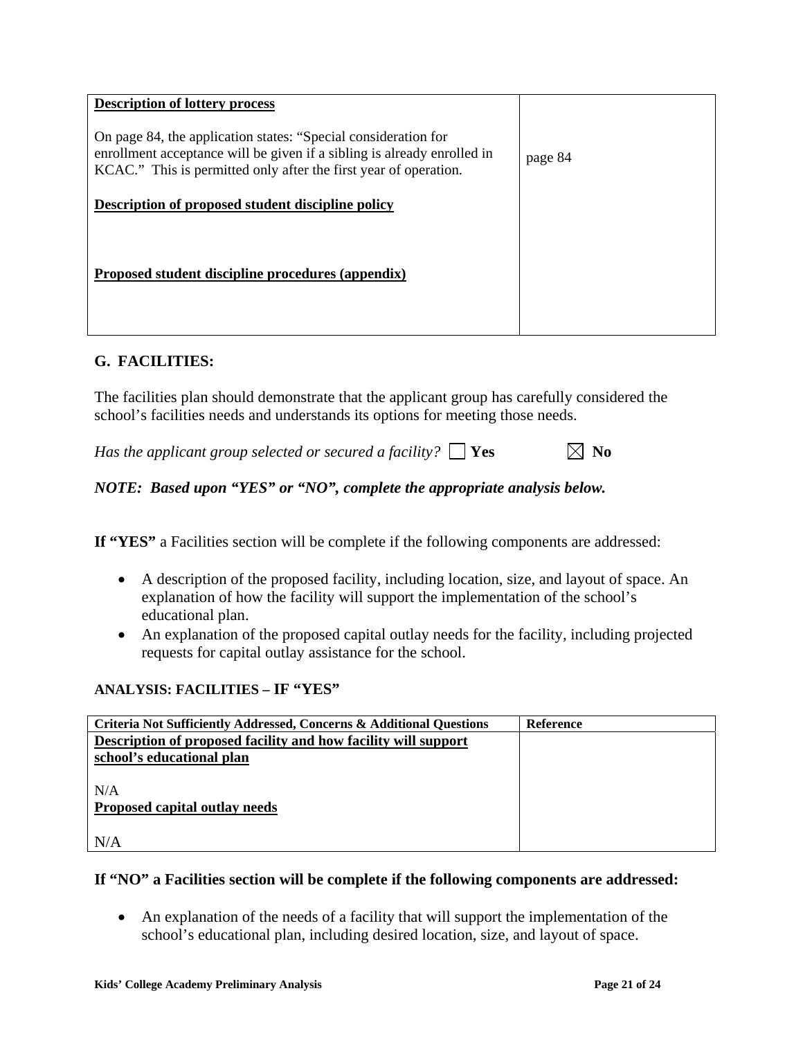| | |
|---|---|
| **Description of lottery process**<br><br>On page 84, the application states: "Special consideration for enrollment acceptance will be given if a sibling is already enrolled in KCAC." This is permitted only after the first year of operation.<br><br>**Description of proposed student discipline policy**<br><br>**Proposed student discipline procedures (appendix)** | page 84 |

## G. FACILITIES:

The facilities plan should demonstrate that the applicant group has carefully considered the school's facilities needs and understands its options for meeting those needs.

*Has the applicant group selected or secured a facility?* ☐ **Yes** ☒ **No**

***NOTE: Based upon "YES" or "NO", complete the appropriate analysis below.***

**If "YES"** a Facilities section will be complete if the following components are addressed:

- A description of the proposed facility, including location, size, and layout of space. An explanation of how the facility will support the implementation of the school's educational plan.
- An explanation of the proposed capital outlay needs for the facility, including projected requests for capital outlay assistance for the school.

### ANALYSIS: FACILITIES – IF "YES"

| Criteria Not Sufficiently Addressed, Concerns & Additional Questions | Reference |
|---|---|
| **Description of proposed facility and how facility will support school's educational plan**<br><br>N/A<br>**Proposed capital outlay needs**<br><br>N/A | |

**If "NO" a Facilities section will be complete if the following components are addressed:**

- An explanation of the needs of a facility that will support the implementation of the school's educational plan, including desired location, size, and layout of space.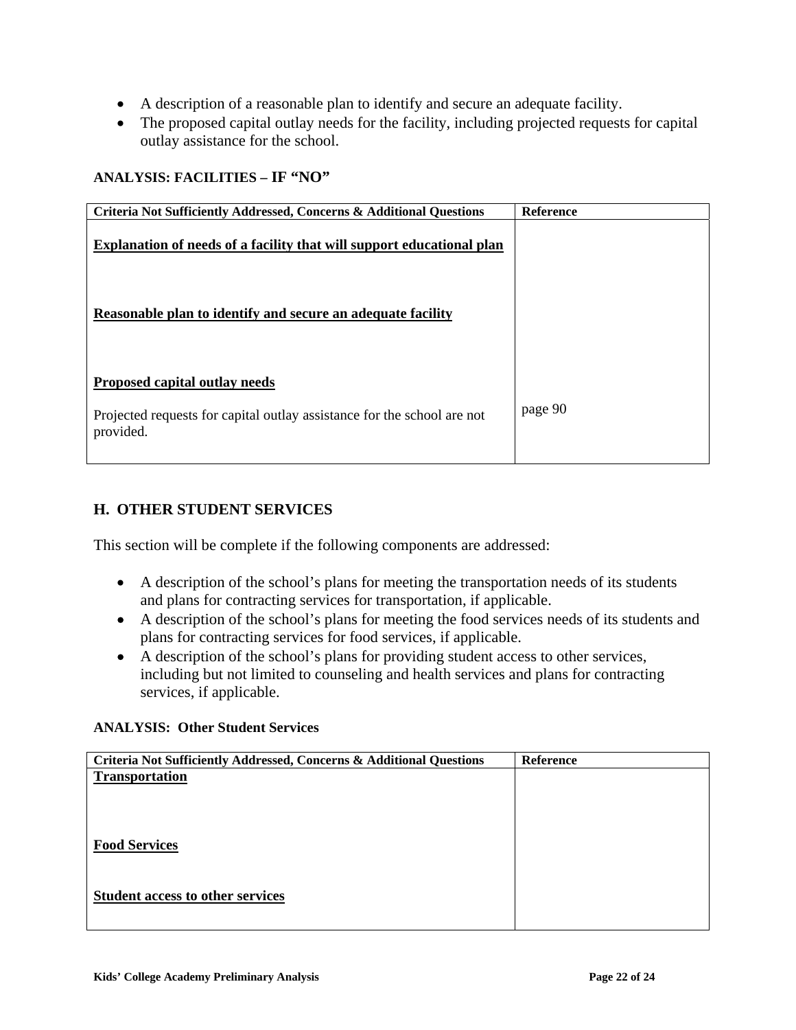- A description of a reasonable plan to identify and secure an adequate facility.
- The proposed capital outlay needs for the facility, including projected requests for capital outlay assistance for the school.

**ANALYSIS: FACILITIES – IF "NO"**

| Criteria Not Sufficiently Addressed, Concerns & Additional Questions | Reference |
|---|---|
| **Explanation of needs of a facility that will support educational plan** | |
| **Reasonable plan to identify and secure an adequate facility** | |
| **Proposed capital outlay needs**<br><br>Projected requests for capital outlay assistance for the school are not provided. | page 90 |

## H. OTHER STUDENT SERVICES

This section will be complete if the following components are addressed:

- A description of the school's plans for meeting the transportation needs of its students and plans for contracting services for transportation, if applicable.
- A description of the school's plans for meeting the food services needs of its students and plans for contracting services for food services, if applicable.
- A description of the school's plans for providing student access to other services, including but not limited to counseling and health services and plans for contracting services, if applicable.

**ANALYSIS: Other Student Services**

| Criteria Not Sufficiently Addressed, Concerns & Additional Questions | Reference |
|---|---|
| **Transportation** | |
| **Food Services** | |
| **Student access to other services** | |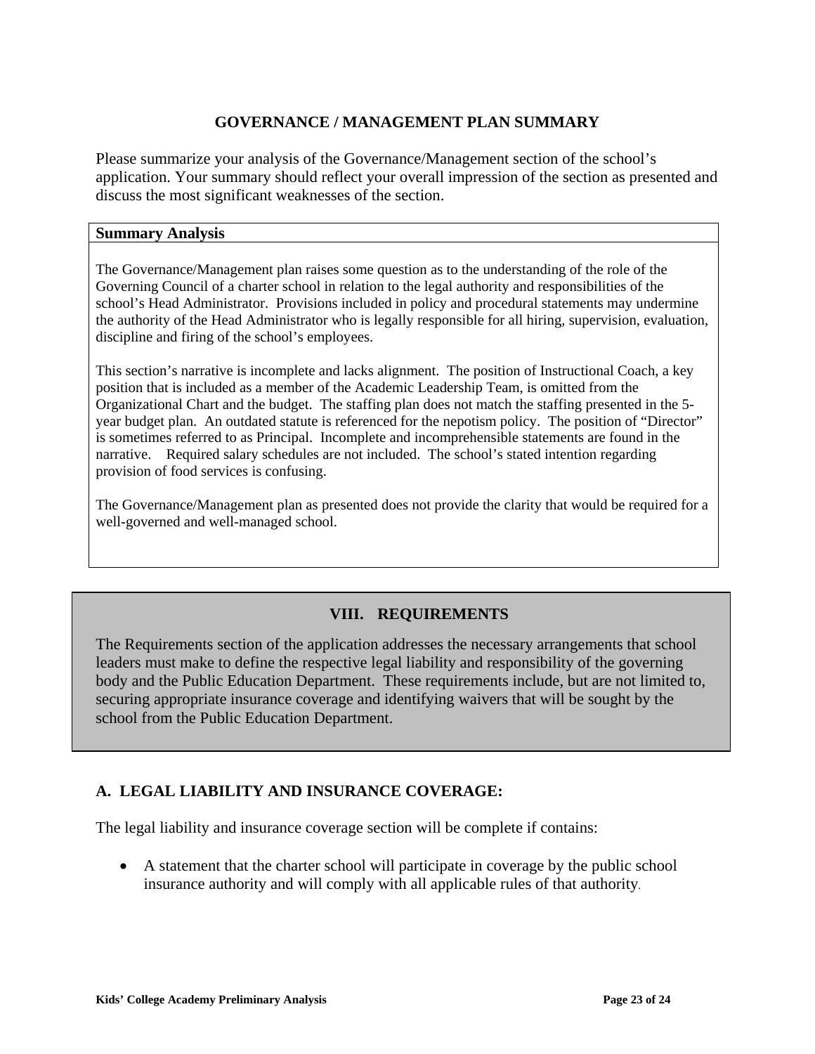## GOVERNANCE / MANAGEMENT PLAN SUMMARY

Please summarize your analysis of the Governance/Management section of the school's application. Your summary should reflect your overall impression of the section as presented and discuss the most significant weaknesses of the section.

| **Summary Analysis** |
| --- |
| The Governance/Management plan raises some question as to the understanding of the role of the Governing Council of a charter school in relation to the legal authority and responsibilities of the school's Head Administrator. Provisions included in policy and procedural statements may undermine the authority of the Head Administrator who is legally responsible for all hiring, supervision, evaluation, discipline and firing of the school's employees.<br><br>This section's narrative is incomplete and lacks alignment. The position of Instructional Coach, a key position that is included as a member of the Academic Leadership Team, is omitted from the Organizational Chart and the budget. The staffing plan does not match the staffing presented in the 5-year budget plan. An outdated statute is referenced for the nepotism policy. The position of "Director" is sometimes referred to as Principal. Incomplete and incomprehensible statements are found in the narrative. Required salary schedules are not included. The school's stated intention regarding provision of food services is confusing.<br><br>The Governance/Management plan as presented does not provide the clarity that would be required for a well-governed and well-managed school. |

## VIII. REQUIREMENTS

The Requirements section of the application addresses the necessary arrangements that school leaders must make to define the respective legal liability and responsibility of the governing body and the Public Education Department. These requirements include, but are not limited to, securing appropriate insurance coverage and identifying waivers that will be sought by the school from the Public Education Department.

### A. LEGAL LIABILITY AND INSURANCE COVERAGE:

The legal liability and insurance coverage section will be complete if contains:

- A statement that the charter school will participate in coverage by the public school insurance authority and will comply with all applicable rules of that authority.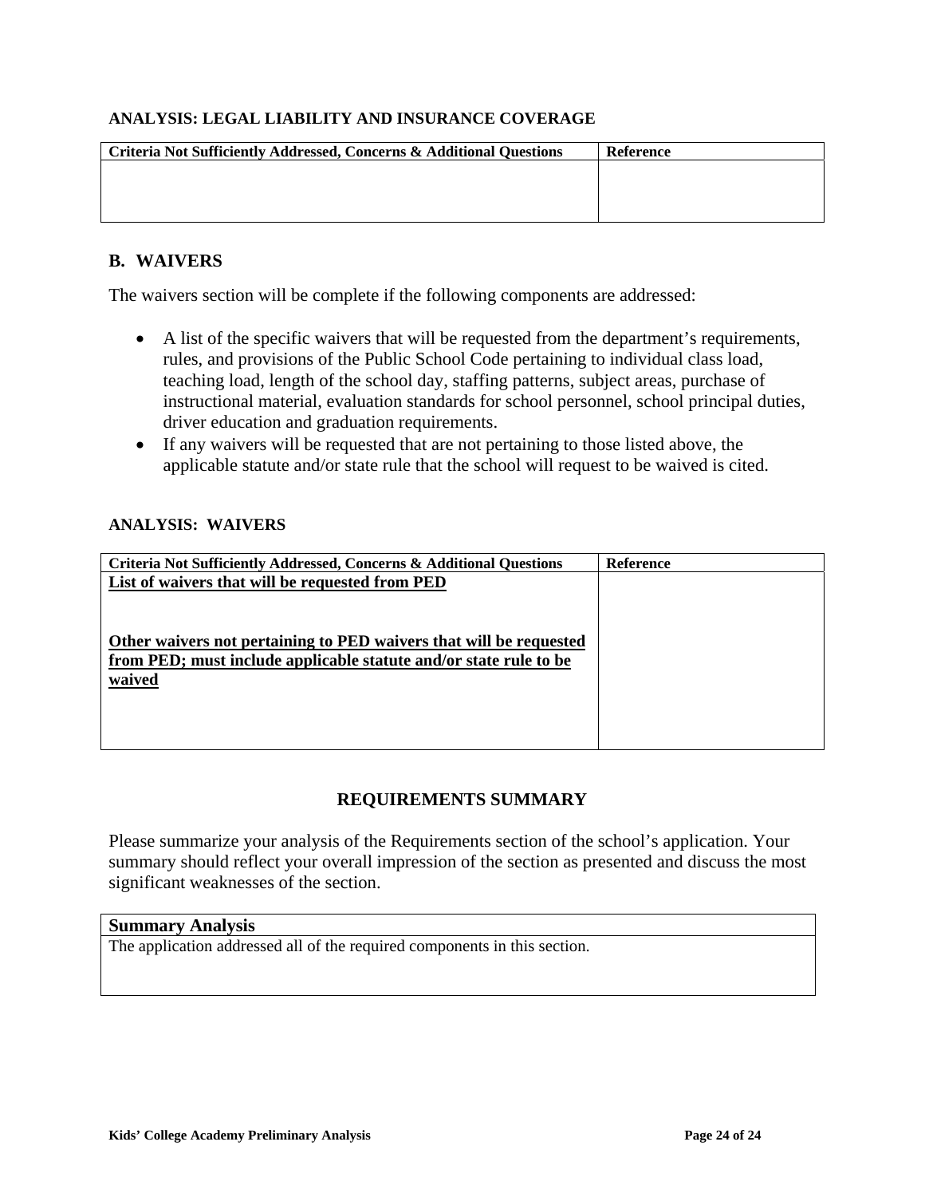**ANALYSIS: LEGAL LIABILITY AND INSURANCE COVERAGE**

| Criteria Not Sufficiently Addressed, Concerns & Additional Questions | Reference |
|---|---|
| | |

## B. WAIVERS

The waivers section will be complete if the following components are addressed:

- A list of the specific waivers that will be requested from the department's requirements, rules, and provisions of the Public School Code pertaining to individual class load, teaching load, length of the school day, staffing patterns, subject areas, purchase of instructional material, evaluation standards for school personnel, school principal duties, driver education and graduation requirements.
- If any waivers will be requested that are not pertaining to those listed above, the applicable statute and/or state rule that the school will request to be waived is cited.

**ANALYSIS: WAIVERS**

| Criteria Not Sufficiently Addressed, Concerns & Additional Questions | Reference |
|---|---|
| **List of waivers that will be requested from PED** | |
| **Other waivers not pertaining to PED waivers that will be requested from PED; must include applicable statute and/or state rule to be waived** | |

### REQUIREMENTS SUMMARY

Please summarize your analysis of the Requirements section of the school's application. Your summary should reflect your overall impression of the section as presented and discuss the most significant weaknesses of the section.

| Summary Analysis |
|---|
| The application addressed all of the required components in this section. |